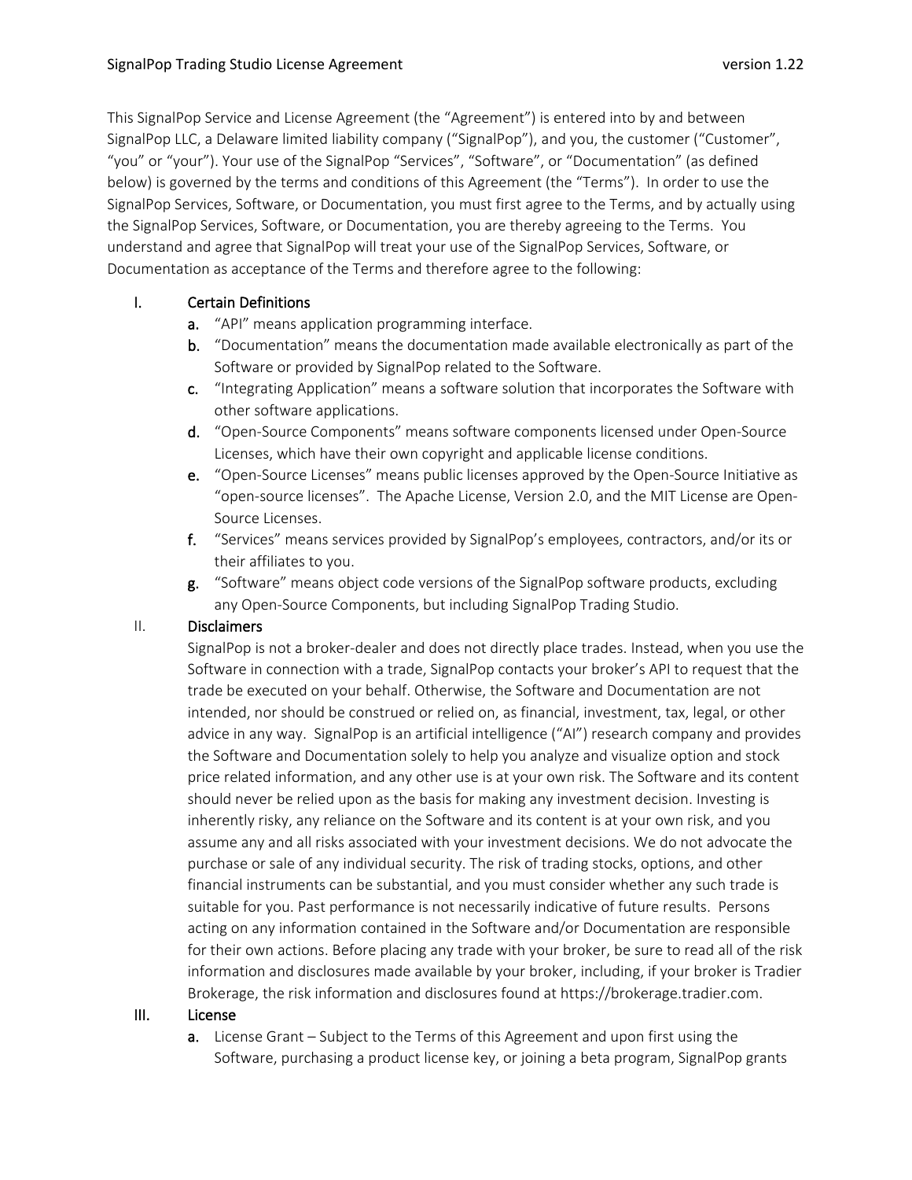This SignalPop Service and License Agreement (the "Agreement") is entered into by and between SignalPop LLC, a Delaware limited liability company ("SignalPop"), and you, the customer ("Customer", "you" or "your"). Your use of the SignalPop "Services", "Software", or "Documentation" (as defined below) is governed by the terms and conditions of this Agreement (the "Terms"). In order to use the SignalPop Services, Software, or Documentation, you must first agree to the Terms, and by actually using the SignalPop Services, Software, or Documentation, you are thereby agreeing to the Terms. You understand and agree that SignalPop will treat your use of the SignalPop Services, Software, or Documentation as acceptance of the Terms and therefore agree to the following:

## I. Certain Definitions

- **a.** "API" means application programming interface.
- **b.** "Documentation" means the documentation made available electronically as part of the Software or provided by SignalPop related to the Software.
- **c.** "Integrating Application" means a software solution that incorporates the Software with other software applications.
- **d.** "Open-Source Components" means software components licensed under Open-Source Licenses, which have their own copyright and applicable license conditions.
- **e.** "Open-Source Licenses" means public licenses approved by the Open-Source Initiative as "open-source licenses". The Apache License, Version 2.0, and the MIT License are Open-Source Licenses.
- **f.** "Services" means services provided by SignalPop's employees, contractors, and/or its or their affiliates to you.
- **g.** "Software" means object code versions of the SignalPop software products, excluding any Open-Source Components, but including SignalPop Trading Studio.

## II. Disclaimers

SignalPop is not a broker-dealer and does not directly place trades. Instead, when you use the Software in connection with a trade, SignalPop contacts your broker's API to request that the trade be executed on your behalf. Otherwise, the Software and Documentation are not intended, nor should be construed or relied on, as financial, investment, tax, legal, or other advice in any way. SignalPop is an artificial intelligence ("AI") research company and provides the Software and Documentation solely to help you analyze and visualize option and stock price related information, and any other use is at your own risk. The Software and its content should never be relied upon as the basis for making any investment decision. Investing is inherently risky, any reliance on the Software and its content is at your own risk, and you assume any and all risks associated with your investment decisions. We do not advocate the purchase or sale of any individual security. The risk of trading stocks, options, and other financial instruments can be substantial, and you must consider whether any such trade is suitable for you. Past performance is not necessarily indicative of future results. Persons acting on any information contained in the Software and/or Documentation are responsible for their own actions. Before placing any trade with your broker, be sure to read all of the risk information and disclosures made available by your broker, including, if your broker is Tradier Brokerage, the risk information and disclosures found at https://brokerage.tradier.com.

## III. License

- **a.** License Grant – Subject to the Terms of this Agreement and upon first using the Software, purchasing a product license key, or joining a beta program, SignalPop grants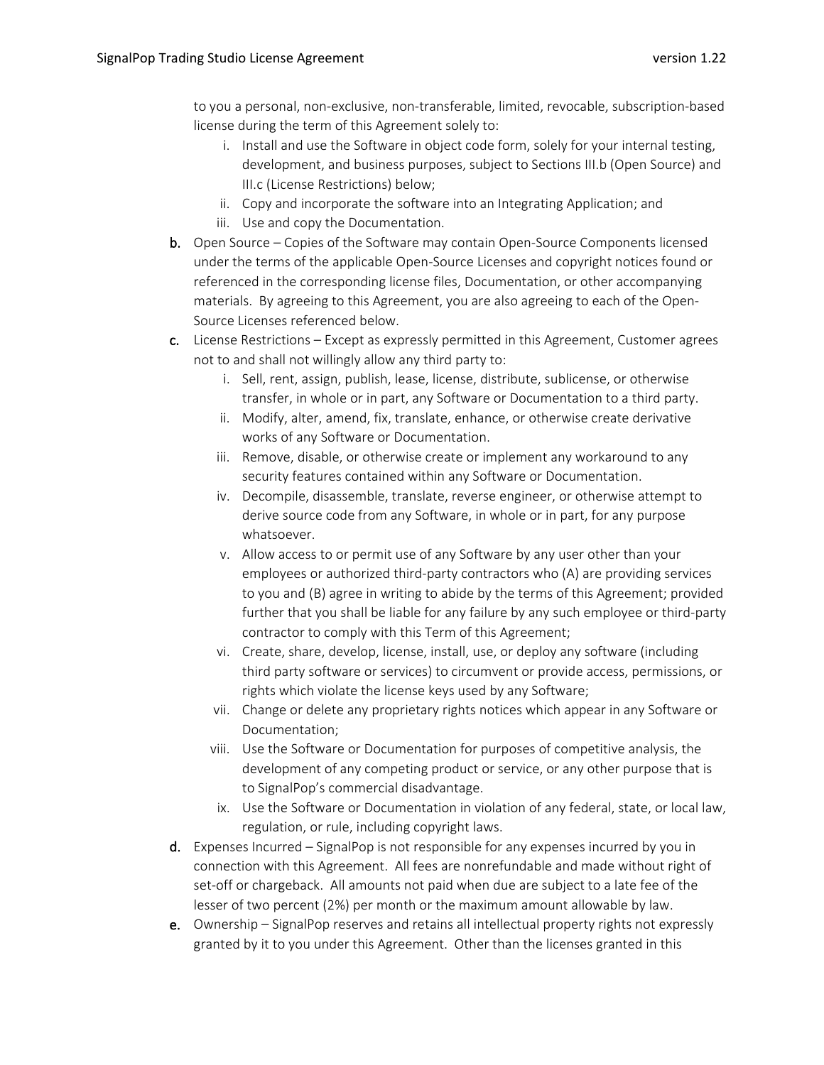to you a personal, non-exclusive, non-transferable, limited, revocable, subscription-based license during the term of this Agreement solely to:

i. Install and use the Software in object code form, solely for your internal testing, development, and business purposes, subject to Sections III.b (Open Source) and III.c (License Restrictions) below;
ii. Copy and incorporate the software into an Integrating Application; and
iii. Use and copy the Documentation.

**b.** Open Source – Copies of the Software may contain Open-Source Components licensed under the terms of the applicable Open-Source Licenses and copyright notices found or referenced in the corresponding license files, Documentation, or other accompanying materials. By agreeing to this Agreement, you are also agreeing to each of the Open-Source Licenses referenced below.

**c.** License Restrictions – Except as expressly permitted in this Agreement, Customer agrees not to and shall not willingly allow any third party to:

i. Sell, rent, assign, publish, lease, license, distribute, sublicense, or otherwise transfer, in whole or in part, any Software or Documentation to a third party.
ii. Modify, alter, amend, fix, translate, enhance, or otherwise create derivative works of any Software or Documentation.
iii. Remove, disable, or otherwise create or implement any workaround to any security features contained within any Software or Documentation.
iv. Decompile, disassemble, translate, reverse engineer, or otherwise attempt to derive source code from any Software, in whole or in part, for any purpose whatsoever.
v. Allow access to or permit use of any Software by any user other than your employees or authorized third-party contractors who (A) are providing services to you and (B) agree in writing to abide by the terms of this Agreement; provided further that you shall be liable for any failure by any such employee or third-party contractor to comply with this Term of this Agreement;
vi. Create, share, develop, license, install, use, or deploy any software (including third party software or services) to circumvent or provide access, permissions, or rights which violate the license keys used by any Software;
vii. Change or delete any proprietary rights notices which appear in any Software or Documentation;
viii. Use the Software or Documentation for purposes of competitive analysis, the development of any competing product or service, or any other purpose that is to SignalPop's commercial disadvantage.
ix. Use the Software or Documentation in violation of any federal, state, or local law, regulation, or rule, including copyright laws.

**d.** Expenses Incurred – SignalPop is not responsible for any expenses incurred by you in connection with this Agreement. All fees are nonrefundable and made without right of set-off or chargeback. All amounts not paid when due are subject to a late fee of the lesser of two percent (2%) per month or the maximum amount allowable by law.

**e.** Ownership – SignalPop reserves and retains all intellectual property rights not expressly granted by it to you under this Agreement. Other than the licenses granted in this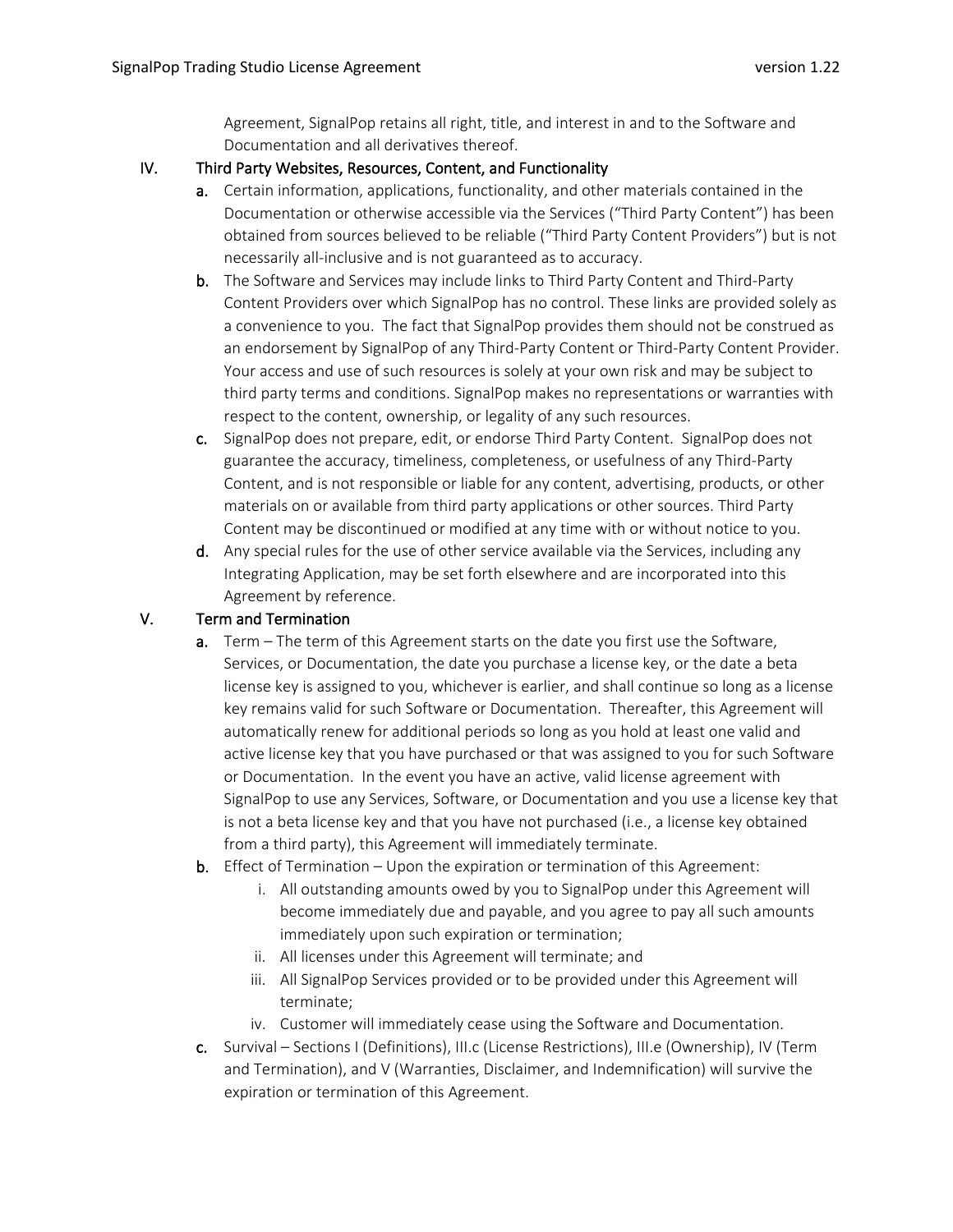Agreement, SignalPop retains all right, title, and interest in and to the Software and Documentation and all derivatives thereof.

## IV. Third Party Websites, Resources, Content, and Functionality

a. Certain information, applications, functionality, and other materials contained in the Documentation or otherwise accessible via the Services ("Third Party Content") has been obtained from sources believed to be reliable ("Third Party Content Providers") but is not necessarily all-inclusive and is not guaranteed as to accuracy.

b. The Software and Services may include links to Third Party Content and Third-Party Content Providers over which SignalPop has no control. These links are provided solely as a convenience to you. The fact that SignalPop provides them should not be construed as an endorsement by SignalPop of any Third-Party Content or Third-Party Content Provider. Your access and use of such resources is solely at your own risk and may be subject to third party terms and conditions. SignalPop makes no representations or warranties with respect to the content, ownership, or legality of any such resources.

c. SignalPop does not prepare, edit, or endorse Third Party Content. SignalPop does not guarantee the accuracy, timeliness, completeness, or usefulness of any Third-Party Content, and is not responsible or liable for any content, advertising, products, or other materials on or available from third party applications or other sources. Third Party Content may be discontinued or modified at any time with or without notice to you.

d. Any special rules for the use of other service available via the Services, including any Integrating Application, may be set forth elsewhere and are incorporated into this Agreement by reference.

## V. Term and Termination

a. Term – The term of this Agreement starts on the date you first use the Software, Services, or Documentation, the date you purchase a license key, or the date a beta license key is assigned to you, whichever is earlier, and shall continue so long as a license key remains valid for such Software or Documentation. Thereafter, this Agreement will automatically renew for additional periods so long as you hold at least one valid and active license key that you have purchased or that was assigned to you for such Software or Documentation. In the event you have an active, valid license agreement with SignalPop to use any Services, Software, or Documentation and you use a license key that is not a beta license key and that you have not purchased (i.e., a license key obtained from a third party), this Agreement will immediately terminate.

b. Effect of Termination – Upon the expiration or termination of this Agreement:

   i. All outstanding amounts owed by you to SignalPop under this Agreement will become immediately due and payable, and you agree to pay all such amounts immediately upon such expiration or termination;

   ii. All licenses under this Agreement will terminate; and

   iii. All SignalPop Services provided or to be provided under this Agreement will terminate;

   iv. Customer will immediately cease using the Software and Documentation.

c. Survival – Sections I (Definitions), III.c (License Restrictions), III.e (Ownership), IV (Term and Termination), and V (Warranties, Disclaimer, and Indemnification) will survive the expiration or termination of this Agreement.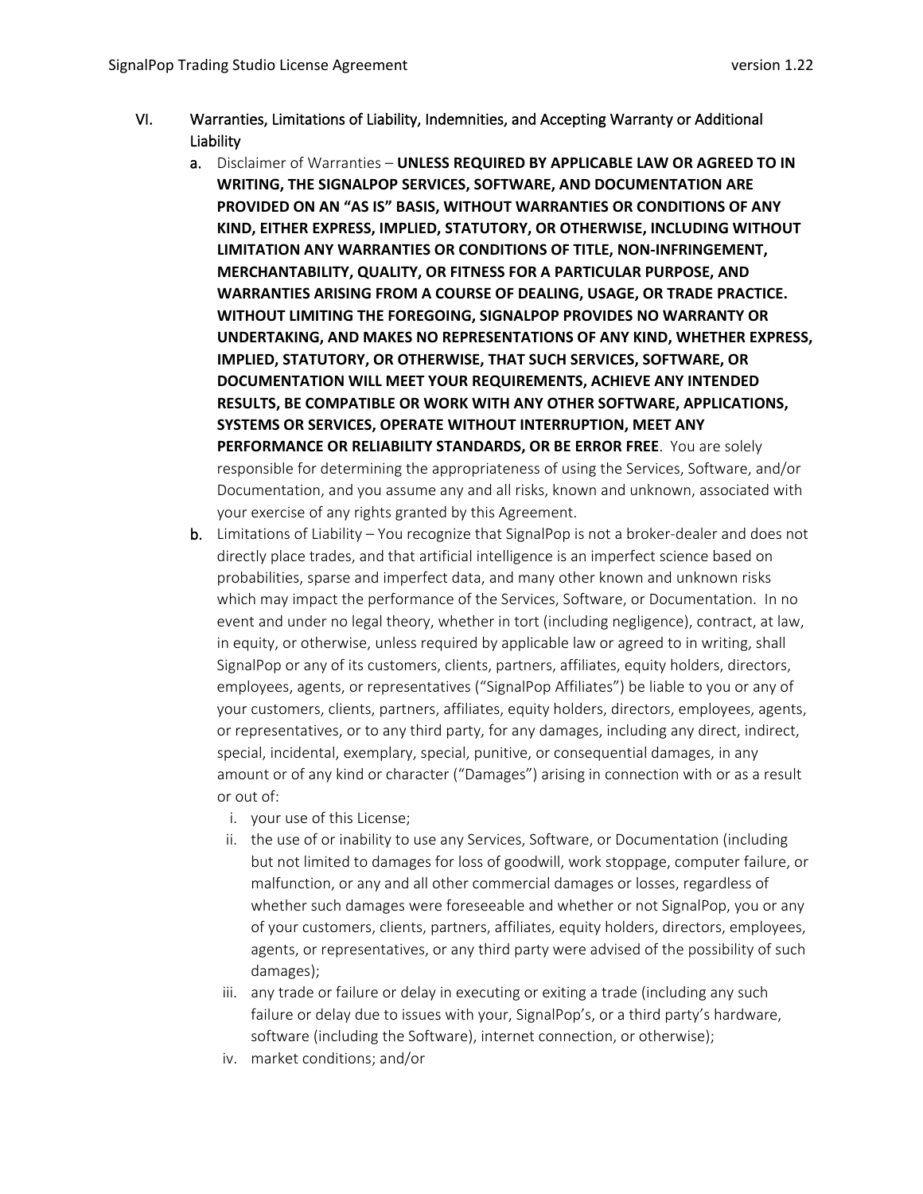VI. Warranties, Limitations of Liability, Indemnities, and Accepting Warranty or Additional Liability

a. Disclaimer of Warranties – **UNLESS REQUIRED BY APPLICABLE LAW OR AGREED TO IN WRITING, THE SIGNALPOP SERVICES, SOFTWARE, AND DOCUMENTATION ARE PROVIDED ON AN "AS IS" BASIS, WITHOUT WARRANTIES OR CONDITIONS OF ANY KIND, EITHER EXPRESS, IMPLIED, STATUTORY, OR OTHERWISE, INCLUDING WITHOUT LIMITATION ANY WARRANTIES OR CONDITIONS OF TITLE, NON-INFRINGEMENT, MERCHANTABILITY, QUALITY, OR FITNESS FOR A PARTICULAR PURPOSE, AND WARRANTIES ARISING FROM A COURSE OF DEALING, USAGE, OR TRADE PRACTICE. WITHOUT LIMITING THE FOREGOING, SIGNALPOP PROVIDES NO WARRANTY OR UNDERTAKING, AND MAKES NO REPRESENTATIONS OF ANY KIND, WHETHER EXPRESS, IMPLIED, STATUTORY, OR OTHERWISE, THAT SUCH SERVICES, SOFTWARE, OR DOCUMENTATION WILL MEET YOUR REQUIREMENTS, ACHIEVE ANY INTENDED RESULTS, BE COMPATIBLE OR WORK WITH ANY OTHER SOFTWARE, APPLICATIONS, SYSTEMS OR SERVICES, OPERATE WITHOUT INTERRUPTION, MEET ANY PERFORMANCE OR RELIABILITY STANDARDS, OR BE ERROR FREE**. You are solely responsible for determining the appropriateness of using the Services, Software, and/or Documentation, and you assume any and all risks, known and unknown, associated with your exercise of any rights granted by this Agreement.

b. Limitations of Liability – You recognize that SignalPop is not a broker-dealer and does not directly place trades, and that artificial intelligence is an imperfect science based on probabilities, sparse and imperfect data, and many other known and unknown risks which may impact the performance of the Services, Software, or Documentation. In no event and under no legal theory, whether in tort (including negligence), contract, at law, in equity, or otherwise, unless required by applicable law or agreed to in writing, shall SignalPop or any of its customers, clients, partners, affiliates, equity holders, directors, employees, agents, or representatives ("SignalPop Affiliates") be liable to you or any of your customers, clients, partners, affiliates, equity holders, directors, employees, agents, or representatives, or to any third party, for any damages, including any direct, indirect, special, incidental, exemplary, special, punitive, or consequential damages, in any amount or of any kind or character ("Damages") arising in connection with or as a result or out of:

   i. your use of this License;
   ii. the use of or inability to use any Services, Software, or Documentation (including but not limited to damages for loss of goodwill, work stoppage, computer failure, or malfunction, or any and all other commercial damages or losses, regardless of whether such damages were foreseeable and whether or not SignalPop, you or any of your customers, clients, partners, affiliates, equity holders, directors, employees, agents, or representatives, or any third party were advised of the possibility of such damages);
   iii. any trade or failure or delay in executing or exiting a trade (including any such failure or delay due to issues with your, SignalPop's, or a third party's hardware, software (including the Software), internet connection, or otherwise);
   iv. market conditions; and/or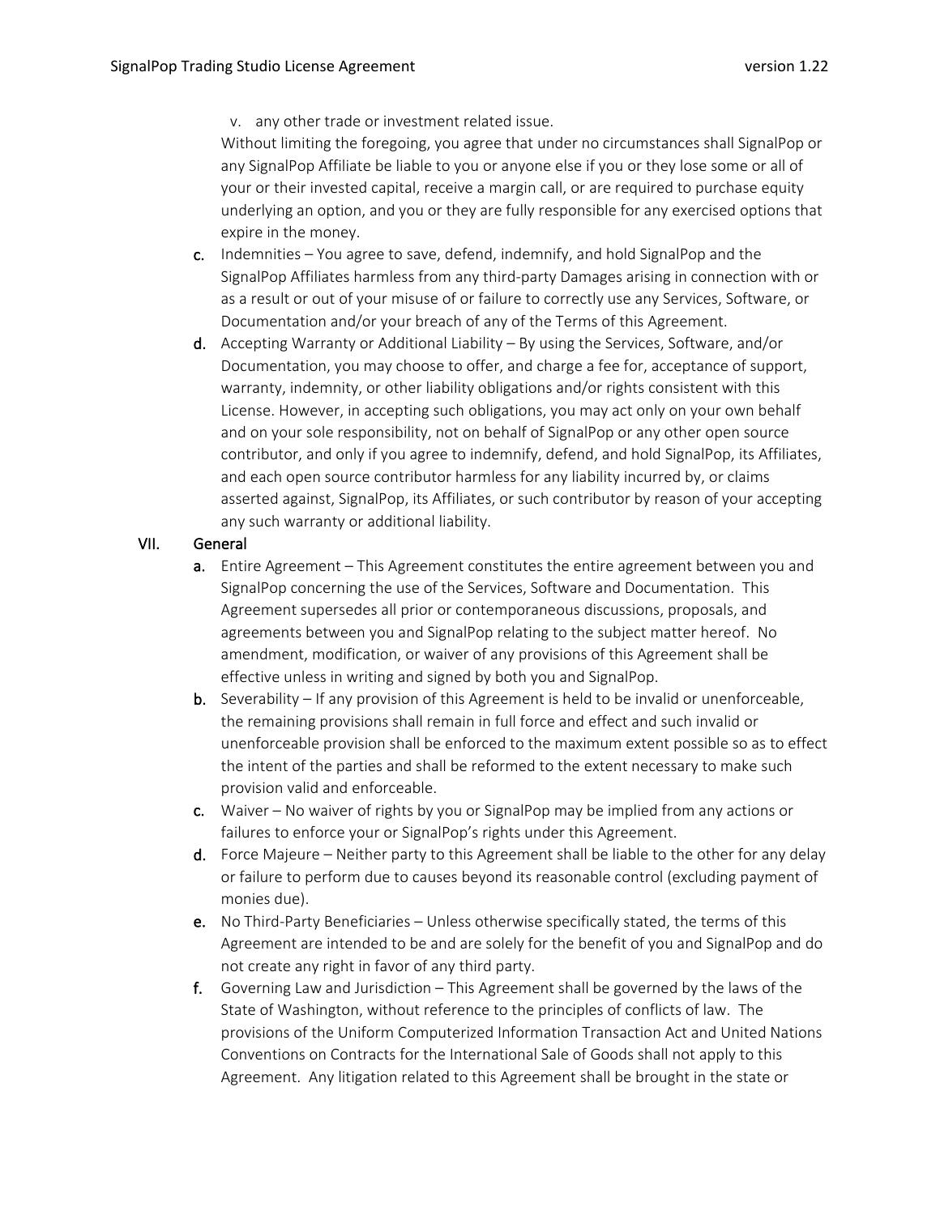v. any other trade or investment related issue.

Without limiting the foregoing, you agree that under no circumstances shall SignalPop or any SignalPop Affiliate be liable to you or anyone else if you or they lose some or all of your or their invested capital, receive a margin call, or are required to purchase equity underlying an option, and you or they are fully responsible for any exercised options that expire in the money.

**c.** Indemnities – You agree to save, defend, indemnify, and hold SignalPop and the SignalPop Affiliates harmless from any third-party Damages arising in connection with or as a result or out of your misuse of or failure to correctly use any Services, Software, or Documentation and/or your breach of any of the Terms of this Agreement.

**d.** Accepting Warranty or Additional Liability – By using the Services, Software, and/or Documentation, you may choose to offer, and charge a fee for, acceptance of support, warranty, indemnity, or other liability obligations and/or rights consistent with this License. However, in accepting such obligations, you may act only on your own behalf and on your sole responsibility, not on behalf of SignalPop or any other open source contributor, and only if you agree to indemnify, defend, and hold SignalPop, its Affiliates, and each open source contributor harmless for any liability incurred by, or claims asserted against, SignalPop, its Affiliates, or such contributor by reason of your accepting any such warranty or additional liability.

## VII. General

**a.** Entire Agreement – This Agreement constitutes the entire agreement between you and SignalPop concerning the use of the Services, Software and Documentation. This Agreement supersedes all prior or contemporaneous discussions, proposals, and agreements between you and SignalPop relating to the subject matter hereof. No amendment, modification, or waiver of any provisions of this Agreement shall be effective unless in writing and signed by both you and SignalPop.

**b.** Severability – If any provision of this Agreement is held to be invalid or unenforceable, the remaining provisions shall remain in full force and effect and such invalid or unenforceable provision shall be enforced to the maximum extent possible so as to effect the intent of the parties and shall be reformed to the extent necessary to make such provision valid and enforceable.

**c.** Waiver – No waiver of rights by you or SignalPop may be implied from any actions or failures to enforce your or SignalPop's rights under this Agreement.

**d.** Force Majeure – Neither party to this Agreement shall be liable to the other for any delay or failure to perform due to causes beyond its reasonable control (excluding payment of monies due).

**e.** No Third-Party Beneficiaries – Unless otherwise specifically stated, the terms of this Agreement are intended to be and are solely for the benefit of you and SignalPop and do not create any right in favor of any third party.

**f.** Governing Law and Jurisdiction – This Agreement shall be governed by the laws of the State of Washington, without reference to the principles of conflicts of law. The provisions of the Uniform Computerized Information Transaction Act and United Nations Conventions on Contracts for the International Sale of Goods shall not apply to this Agreement. Any litigation related to this Agreement shall be brought in the state or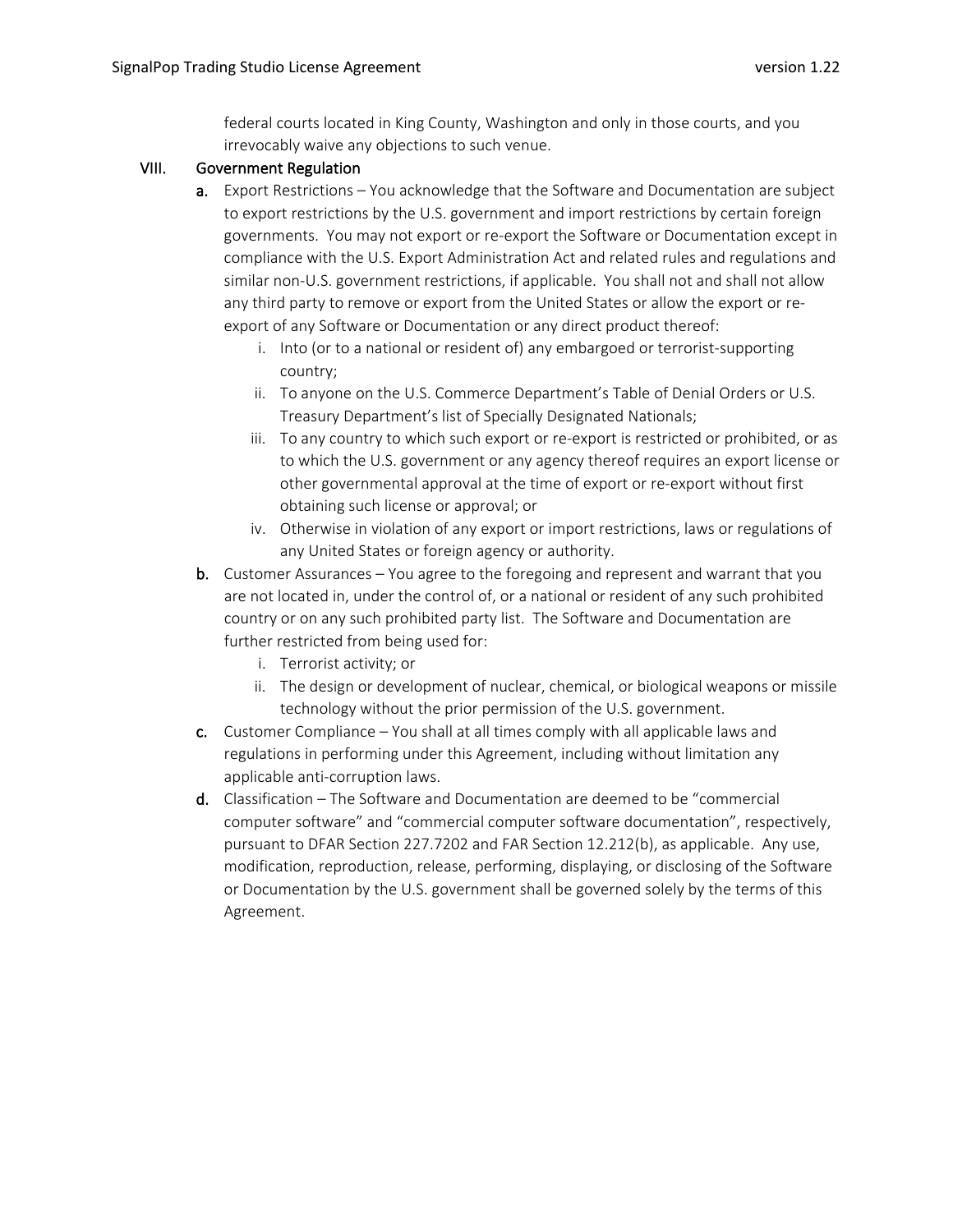federal courts located in King County, Washington and only in those courts, and you irrevocably waive any objections to such venue.

## VIII. Government Regulation

**a.** Export Restrictions – You acknowledge that the Software and Documentation are subject to export restrictions by the U.S. government and import restrictions by certain foreign governments. You may not export or re-export the Software or Documentation except in compliance with the U.S. Export Administration Act and related rules and regulations and similar non-U.S. government restrictions, if applicable. You shall not and shall not allow any third party to remove or export from the United States or allow the export or re-export of any Software or Documentation or any direct product thereof:

   i. Into (or to a national or resident of) any embargoed or terrorist-supporting country;

   ii. To anyone on the U.S. Commerce Department's Table of Denial Orders or U.S. Treasury Department's list of Specially Designated Nationals;

   iii. To any country to which such export or re-export is restricted or prohibited, or as to which the U.S. government or any agency thereof requires an export license or other governmental approval at the time of export or re-export without first obtaining such license or approval; or

   iv. Otherwise in violation of any export or import restrictions, laws or regulations of any United States or foreign agency or authority.

**b.** Customer Assurances – You agree to the foregoing and represent and warrant that you are not located in, under the control of, or a national or resident of any such prohibited country or on any such prohibited party list. The Software and Documentation are further restricted from being used for:

   i. Terrorist activity; or

   ii. The design or development of nuclear, chemical, or biological weapons or missile technology without the prior permission of the U.S. government.

**c.** Customer Compliance – You shall at all times comply with all applicable laws and regulations in performing under this Agreement, including without limitation any applicable anti-corruption laws.

**d.** Classification – The Software and Documentation are deemed to be "commercial computer software" and "commercial computer software documentation", respectively, pursuant to DFAR Section 227.7202 and FAR Section 12.212(b), as applicable. Any use, modification, reproduction, release, performing, displaying, or disclosing of the Software or Documentation by the U.S. government shall be governed solely by the terms of this Agreement.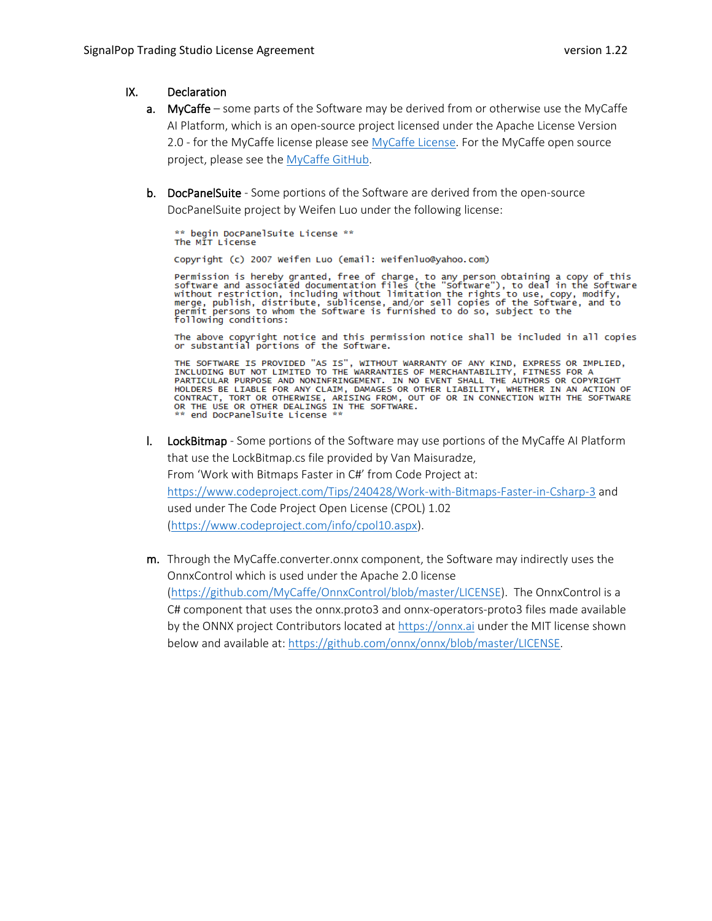## IX. Declaration

a. **MyCaffe** – some parts of the Software may be derived from or otherwise use the MyCaffe AI Platform, which is an open-source project licensed under the Apache License Version 2.0 - for the MyCaffe license please see [MyCaffe License](). For the MyCaffe open source project, please see the [MyCaffe GitHub]().

b. **DocPanelSuite** - Some portions of the Software are derived from the open-source DocPanelSuite project by Weifen Luo under the following license:

```
** begin DocPanelSuite License **
The MIT License

Copyright (c) 2007 Weifen Luo (email: weifenluo@yahoo.com)

Permission is hereby granted, free of charge, to any person obtaining a copy of this
software and associated documentation files (the "Software"), to deal in the Software
without restriction, including without limitation the rights to use, copy, modify,
merge, publish, distribute, sublicense, and/or sell copies of the Software, and to
permit persons to whom the Software is furnished to do so, subject to the
following conditions:

The above copyright notice and this permission notice shall be included in all copies
or substantial portions of the Software.

THE SOFTWARE IS PROVIDED "AS IS", WITHOUT WARRANTY OF ANY KIND, EXPRESS OR IMPLIED,
INCLUDING BUT NOT LIMITED TO THE WARRANTIES OF MERCHANTABILITY, FITNESS FOR A
PARTICULAR PURPOSE AND NONINFRINGEMENT. IN NO EVENT SHALL THE AUTHORS OR COPYRIGHT
HOLDERS BE LIABLE FOR ANY CLAIM, DAMAGES OR OTHER LIABILITY, WHETHER IN AN ACTION OF
CONTRACT, TORT OR OTHERWISE, ARISING FROM, OUT OF OR IN CONNECTION WITH THE SOFTWARE
OR THE USE OR OTHER DEALINGS IN THE SOFTWARE.
** end DocPanelSuite License **
```

l. **LockBitmap** - Some portions of the Software may use portions of the MyCaffe AI Platform that use the LockBitmap.cs file provided by Van Maisuradze,
From 'Work with Bitmaps Faster in C#' from Code Project at: https://www.codeproject.com/Tips/240428/Work-with-Bitmaps-Faster-in-Csharp-3 and used under The Code Project Open License (CPOL) 1.02 (https://www.codeproject.com/info/cpol10.aspx).

m. Through the MyCaffe.converter.onnx component, the Software may indirectly uses the OnnxControl which is used under the Apache 2.0 license (https://github.com/MyCaffe/OnnxControl/blob/master/LICENSE). The OnnxControl is a C# component that uses the onnx.proto3 and onnx-operators-proto3 files made available by the ONNX project Contributors located at https://onnx.ai under the MIT license shown below and available at: https://github.com/onnx/onnx/blob/master/LICENSE.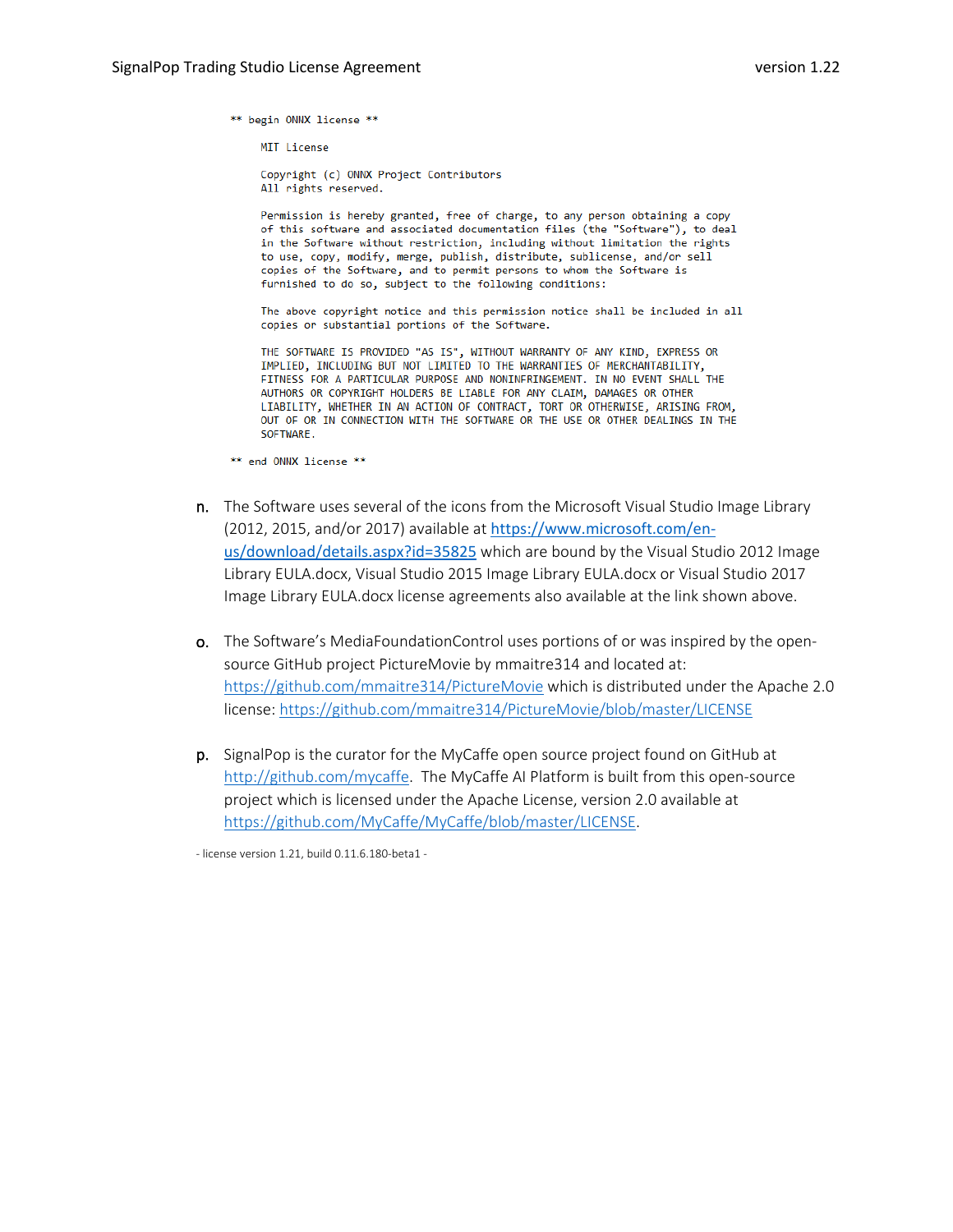```
** begin ONNX license **

    MIT License

    Copyright (c) ONNX Project Contributors
    All rights reserved.

    Permission is hereby granted, free of charge, to any person obtaining a copy
    of this software and associated documentation files (the "Software"), to deal
    in the Software without restriction, including without limitation the rights
    to use, copy, modify, merge, publish, distribute, sublicense, and/or sell
    copies of the Software, and to permit persons to whom the Software is
    furnished to do so, subject to the following conditions:

    The above copyright notice and this permission notice shall be included in all
    copies or substantial portions of the Software.

    THE SOFTWARE IS PROVIDED "AS IS", WITHOUT WARRANTY OF ANY KIND, EXPRESS OR
    IMPLIED, INCLUDING BUT NOT LIMITED TO THE WARRANTIES OF MERCHANTABILITY,
    FITNESS FOR A PARTICULAR PURPOSE AND NONINFRINGEMENT. IN NO EVENT SHALL THE
    AUTHORS OR COPYRIGHT HOLDERS BE LIABLE FOR ANY CLAIM, DAMAGES OR OTHER
    LIABILITY, WHETHER IN AN ACTION OF CONTRACT, TORT OR OTHERWISE, ARISING FROM,
    OUT OF OR IN CONNECTION WITH THE SOFTWARE OR THE USE OR OTHER DEALINGS IN THE
    SOFTWARE.

** end ONNX license **
```

n. The Software uses several of the icons from the Microsoft Visual Studio Image Library (2012, 2015, and/or 2017) available at https://www.microsoft.com/en-us/download/details.aspx?id=35825 which are bound by the Visual Studio 2012 Image Library EULA.docx, Visual Studio 2015 Image Library EULA.docx or Visual Studio 2017 Image Library EULA.docx license agreements also available at the link shown above.

o. The Software's MediaFoundationControl uses portions of or was inspired by the open-source GitHub project PictureMovie by mmaitre314 and located at: https://github.com/mmaitre314/PictureMovie which is distributed under the Apache 2.0 license: https://github.com/mmaitre314/PictureMovie/blob/master/LICENSE

p. SignalPop is the curator for the MyCaffe open source project found on GitHub at http://github.com/mycaffe. The MyCaffe AI Platform is built from this open-source project which is licensed under the Apache License, version 2.0 available at https://github.com/MyCaffe/MyCaffe/blob/master/LICENSE.

- license version 1.21, build 0.11.6.180-beta1 -